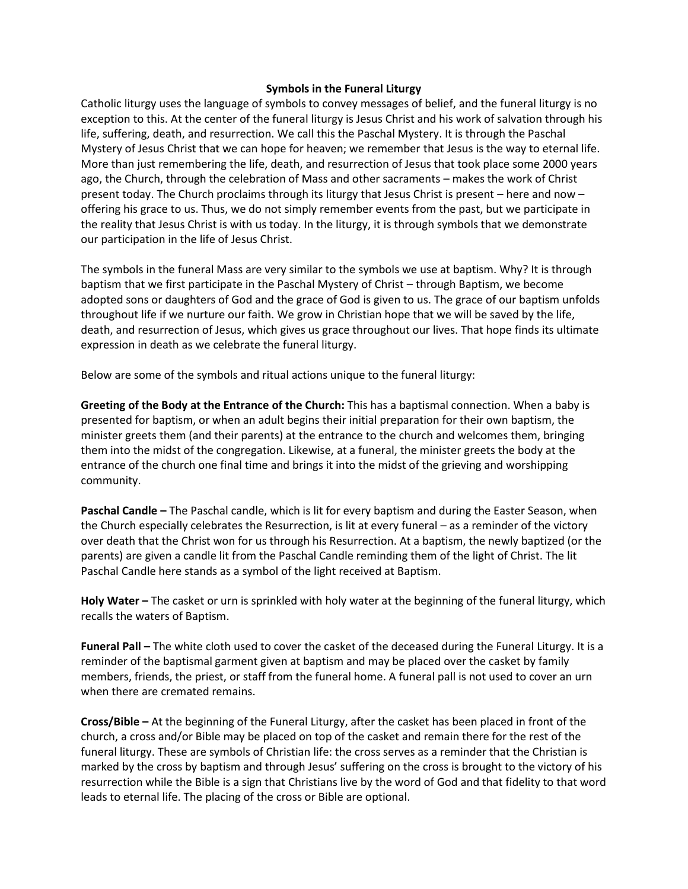# Symbols in the Funeral Liturgy

Catholic liturgy uses the language of symbols to convey messages of belief, and the funeral liturgy is no exception to this. At the center of the funeral liturgy is Jesus Christ and his work of salvation through his life, suffering, death, and resurrection. We call this the Paschal Mystery. It is through the Paschal Mystery of Jesus Christ that we can hope for heaven; we remember that Jesus is the way to eternal life. More than just remembering the life, death, and resurrection of Jesus that took place some 2000 years ago, the Church, through the celebration of Mass and other sacraments – makes the work of Christ present today. The Church proclaims through its liturgy that Jesus Christ is present – here and now – offering his grace to us. Thus, we do not simply remember events from the past, but we participate in the reality that Jesus Christ is with us today. In the liturgy, it is through symbols that we demonstrate our participation in the life of Jesus Christ.

The symbols in the funeral Mass are very similar to the symbols we use at baptism. Why? It is through baptism that we first participate in the Paschal Mystery of Christ – through Baptism, we become adopted sons or daughters of God and the grace of God is given to us. The grace of our baptism unfolds throughout life if we nurture our faith. We grow in Christian hope that we will be saved by the life, death, and resurrection of Jesus, which gives us grace throughout our lives. That hope finds its ultimate expression in death as we celebrate the funeral liturgy.

Below are some of the symbols and ritual actions unique to the funeral liturgy:

**Greeting of the Body at the Entrance of the Church:** This has a baptismal connection. When a baby is presented for baptism, or when an adult begins their initial preparation for their own baptism, the minister greets them (and their parents) at the entrance to the church and welcomes them, bringing them into the midst of the congregation. Likewise, at a funeral, the minister greets the body at the entrance of the church one final time and brings it into the midst of the grieving and worshipping community.

**Paschal Candle –** The Paschal candle, which is lit for every baptism and during the Easter Season, when the Church especially celebrates the Resurrection, is lit at every funeral – as a reminder of the victory over death that the Christ won for us through his Resurrection. At a baptism, the newly baptized (or the parents) are given a candle lit from the Paschal Candle reminding them of the light of Christ. The lit Paschal Candle here stands as a symbol of the light received at Baptism.

**Holy Water –** The casket or urn is sprinkled with holy water at the beginning of the funeral liturgy, which recalls the waters of Baptism.

**Funeral Pall –** The white cloth used to cover the casket of the deceased during the Funeral Liturgy. It is a reminder of the baptismal garment given at baptism and may be placed over the casket by family members, friends, the priest, or staff from the funeral home. A funeral pall is not used to cover an urn when there are cremated remains.

**Cross/Bible –** At the beginning of the Funeral Liturgy, after the casket has been placed in front of the church, a cross and/or Bible may be placed on top of the casket and remain there for the rest of the funeral liturgy. These are symbols of Christian life: the cross serves as a reminder that the Christian is marked by the cross by baptism and through Jesus' suffering on the cross is brought to the victory of his resurrection while the Bible is a sign that Christians live by the word of God and that fidelity to that word leads to eternal life. The placing of the cross or Bible are optional.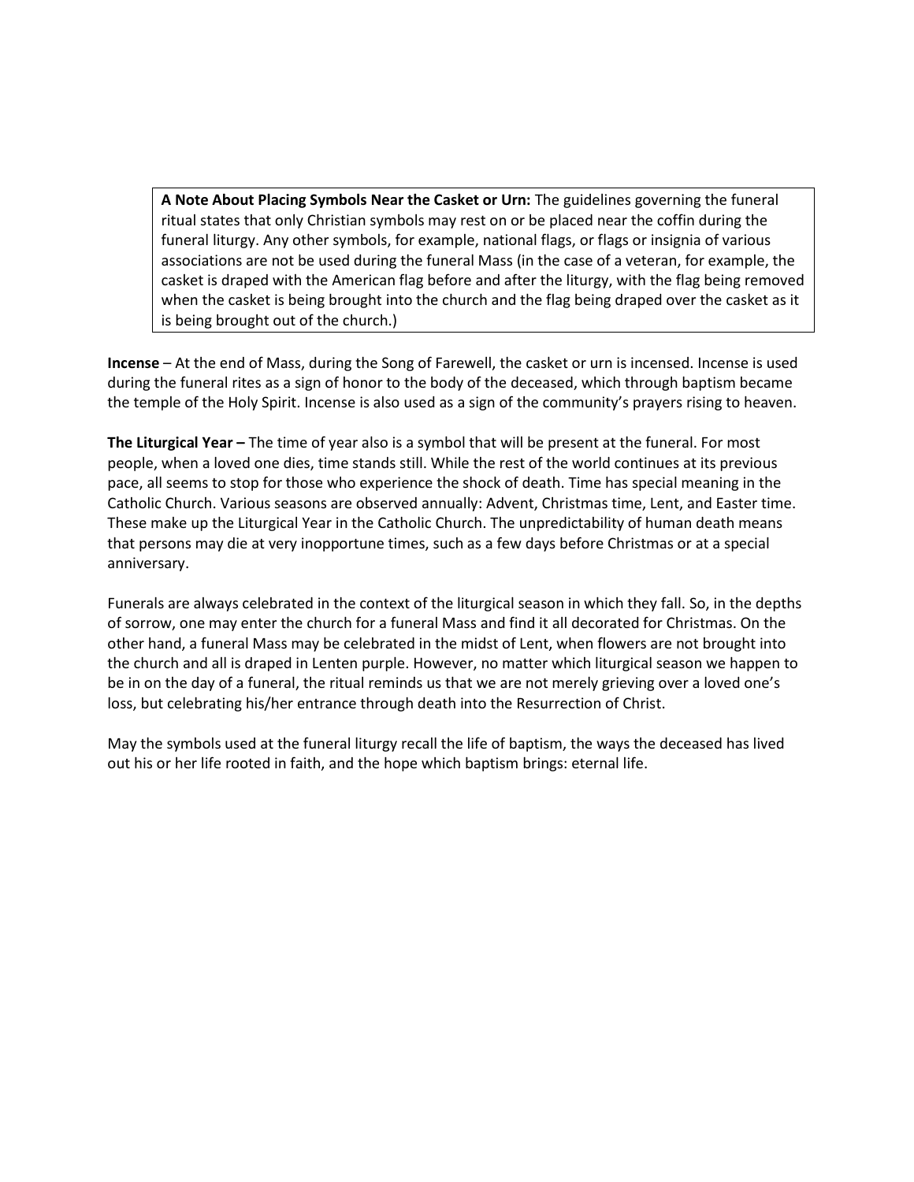**A Note About Placing Symbols Near the Casket or Urn:** The guidelines governing the funeral ritual states that only Christian symbols may rest on or be placed near the coffin during the funeral liturgy. Any other symbols, for example, national flags, or flags or insignia of various associations are not be used during the funeral Mass (in the case of a veteran, for example, the casket is draped with the American flag before and after the liturgy, with the flag being removed when the casket is being brought into the church and the flag being draped over the casket as it is being brought out of the church.)

**Incense** – At the end of Mass, during the Song of Farewell, the casket or urn is incensed. Incense is used during the funeral rites as a sign of honor to the body of the deceased, which through baptism became the temple of the Holy Spirit. Incense is also used as a sign of the community's prayers rising to heaven.

**The Liturgical Year –** The time of year also is a symbol that will be present at the funeral. For most people, when a loved one dies, time stands still. While the rest of the world continues at its previous pace, all seems to stop for those who experience the shock of death. Time has special meaning in the Catholic Church. Various seasons are observed annually: Advent, Christmas time, Lent, and Easter time. These make up the Liturgical Year in the Catholic Church. The unpredictability of human death means that persons may die at very inopportune times, such as a few days before Christmas or at a special anniversary.

Funerals are always celebrated in the context of the liturgical season in which they fall. So, in the depths of sorrow, one may enter the church for a funeral Mass and find it all decorated for Christmas. On the other hand, a funeral Mass may be celebrated in the midst of Lent, when flowers are not brought into the church and all is draped in Lenten purple. However, no matter which liturgical season we happen to be in on the day of a funeral, the ritual reminds us that we are not merely grieving over a loved one's loss, but celebrating his/her entrance through death into the Resurrection of Christ.

May the symbols used at the funeral liturgy recall the life of baptism, the ways the deceased has lived out his or her life rooted in faith, and the hope which baptism brings: eternal life.